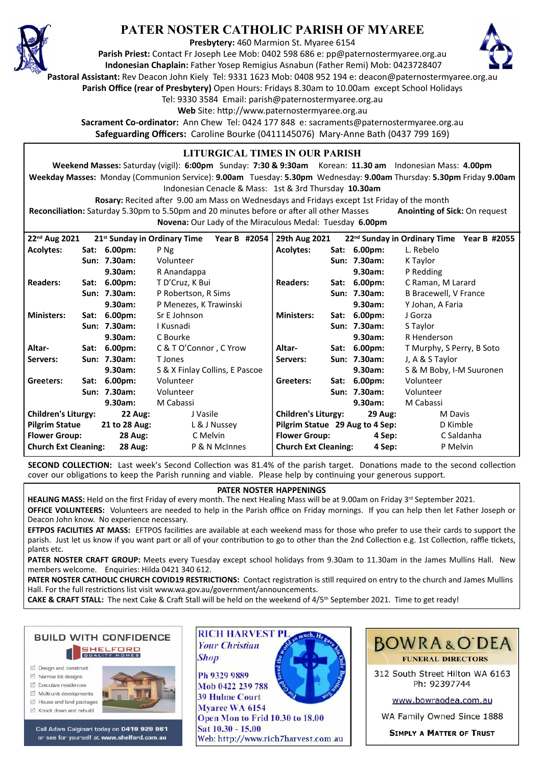# PATER NOSTER CATHOLIC PARISH OF MYAREE

**Presbytery:** 460 Marmion St. Myaree 6154
**Parish Priest:** Contact Fr Joseph Lee Mob: 0402 598 686 e: pp@paternostermyaree.org.au
**Indonesian Chaplain:** Father Yosep Remigius Asnabun (Father Remi) Mob: 0423728407
**Pastoral Assistant:** Rev Deacon John Kiely Tel: 9331 1623 Mob: 0408 952 194 e: deacon@paternostermyaree.org.au
**Parish Office (rear of Presbytery)** Open Hours: Fridays 8.30am to 10.00am except School Holidays
Tel: 9330 3584 Email: parish@paternostermyaree.org.au
**Web** Site: http://www.paternostermyaree.org.au
**Sacrament Co-ordinator:** Ann Chew Tel: 0424 177 848 e: sacraments@paternostermyaree.org.au
**Safeguarding Officers:** Caroline Bourke (0411145076) Mary-Anne Bath (0437 799 169)

## LITURGICAL TIMES IN OUR PARISH

**Weekend Masses:** Saturday (vigil): **6:00pm** Sunday: **7:30 & 9:30am** Korean: **11.30 am** Indonesian Mass: **4.00pm**
**Weekday Masses:** Monday (Communion Service): **9.00am** Tuesday: **5.30pm** Wednesday: **9.00am** Thursday: **5.30pm** Friday **9.00am**
Indonesian Cenacle & Mass: 1st & 3rd Thursday **10.30am**
**Rosary:** Recited after 9.00 am Mass on Wednesdays and Fridays except 1st Friday of the month
**Reconciliation:** Saturday 5.30pm to 5.50pm and 20 minutes before or after all other Masses **Anointing of Sick:** On request
**Novena:** Our Lady of the Miraculous Medal: Tuesday **6.00pm**

| 22nd Aug 2021 | 21st Sunday in Ordinary Time | Year B #2054 | 29th Aug 2021 | 22nd Sunday in Ordinary Time | Year B #2055 |
|---|---|---|---|---|---|
| **Acolytes:** | **Sat: 6.00pm:** | P Ng | **Acolytes:** | **Sat: 6.00pm:** | L. Rebelo |
| | **Sun: 7.30am:** | Volunteer | | **Sun: 7.30am:** | K Taylor |
| | **9.30am:** | R Anandappa | | **9.30am:** | P Redding |
| **Readers:** | **Sat: 6.00pm:** | T D'Cruz, K Bui | **Readers:** | **Sat: 6.00pm:** | C Raman, M Larard |
| | **Sun: 7.30am:** | P Robertson, R Sims | | **Sun: 7.30am:** | B Bracewell, V France |
| | **9.30am:** | P Menezes, K Trawinski | | **9.30am:** | Y Johan, A Faria |
| **Ministers:** | **Sat: 6.00pm:** | Sr E Johnson | **Ministers:** | **Sat: 6.00pm:** | J Gorza |
| | **Sun: 7.30am:** | I Kusnadi | | **Sun: 7.30am:** | S Taylor |
| | **9.30am:** | C Bourke | | **9.30am:** | R Henderson |
| **Altar-Servers:** | **Sat: 6.00pm:** | C & T O'Connor , C Yrow | **Altar-Servers:** | **Sat: 6.00pm:** | T Murphy, S Perry, B Soto |
| | **Sun: 7.30am:** | T Jones | | **Sun: 7.30am:** | J, A & S Taylor |
| | **9.30am:** | S & X Finlay Collins, E Pascoe | | **9.30am:** | S & M Boby, I-M Suuronen |
| **Greeters:** | **Sat: 6.00pm:** | Volunteer | **Greeters:** | **Sat: 6.00pm:** | Volunteer |
| | **Sun: 7.30am:** | Volunteer | | **Sun: 7.30am:** | Volunteer |
| | **9.30am:** | M Cabassi | | **9.30am:** | M Cabassi |
| **Children's Liturgy:** | **22 Aug:** | J Vasile | **Children's Liturgy:** | **29 Aug:** | M Davis |
| **Pilgrim Statue** | **21 to 28 Aug:** | L & J Nussey | **Pilgrim Statue** | **29 Aug to 4 Sep:** | D Kimble |
| **Flower Group:** | **28 Aug:** | C Melvin | **Flower Group:** | **4 Sep:** | C Saldanha |
| **Church Ext Cleaning:** | **28 Aug:** | P & N McInnes | **Church Ext Cleaning:** | **4 Sep:** | P Melvin |

**SECOND COLLECTION:** Last week's Second Collection was 81.4% of the parish target. Donations made to the second collection cover our obligations to keep the Parish running and viable. Please help by continuing your generous support.

## PATER NOSTER HAPPENINGS

**HEALING MASS:** Held on the first Friday of every month. The next Healing Mass will be at 9.00am on Friday 3rd September 2021.

**OFFICE VOLUNTEERS:** Volunteers are needed to help in the Parish office on Friday mornings. If you can help then let Father Joseph or Deacon John know. No experience necessary.

**EFTPOS FACILITIES AT MASS:** EFTPOS facilities are available at each weekend mass for those who prefer to use their cards to support the parish. Just let us know if you want part or all of your contribution to go to other than the 2nd Collection e.g. 1st Collection, raffle tickets, plants etc.

**PATER NOSTER CRAFT GROUP:** Meets every Tuesday except school holidays from 9.30am to 11.30am in the James Mullins Hall. New members welcome. Enquiries: Hilda 0421 340 612.

**PATER NOSTER CATHOLIC CHURCH COVID19 RESTRICTIONS:** Contact registration is still required on entry to the church and James Mullins Hall. For the full restrictions list visit www.wa.gov.au/government/announcements.

**CAKE & CRAFT STALL:** The next Cake & Craft Stall will be held on the weekend of 4/5th September 2021. Time to get ready!

**BUILD WITH CONFIDENCE**
SHELFORD QUALITY HOMES
- Design and construct
- Narrow lot designs
- Executive residences
- Multi-unit developments
- House and land packages
- Knock down and rebuild

Call Adam Calginari today on 0419 929 961 or see for yourself at www.shelford.com.au

**RICH HARVEST PL**
*Your Christian Shop*
Ph 9329 9889
Mob 0422 239 788
39 Hulme Court
Myaree WA 6154
Open Mon to Frid 10.30 to 18.00
Sat 10.30 - 15.00
Web: http://www.rich7harvest.com.au

**BOWRA & O'DEA**
FUNERAL DIRECTORS
312 South Street Hilton WA 6163
Ph: 92397744
www.bowraodea.com.au
WA Family Owned Since 1888
SIMPLY A MATTER OF TRUST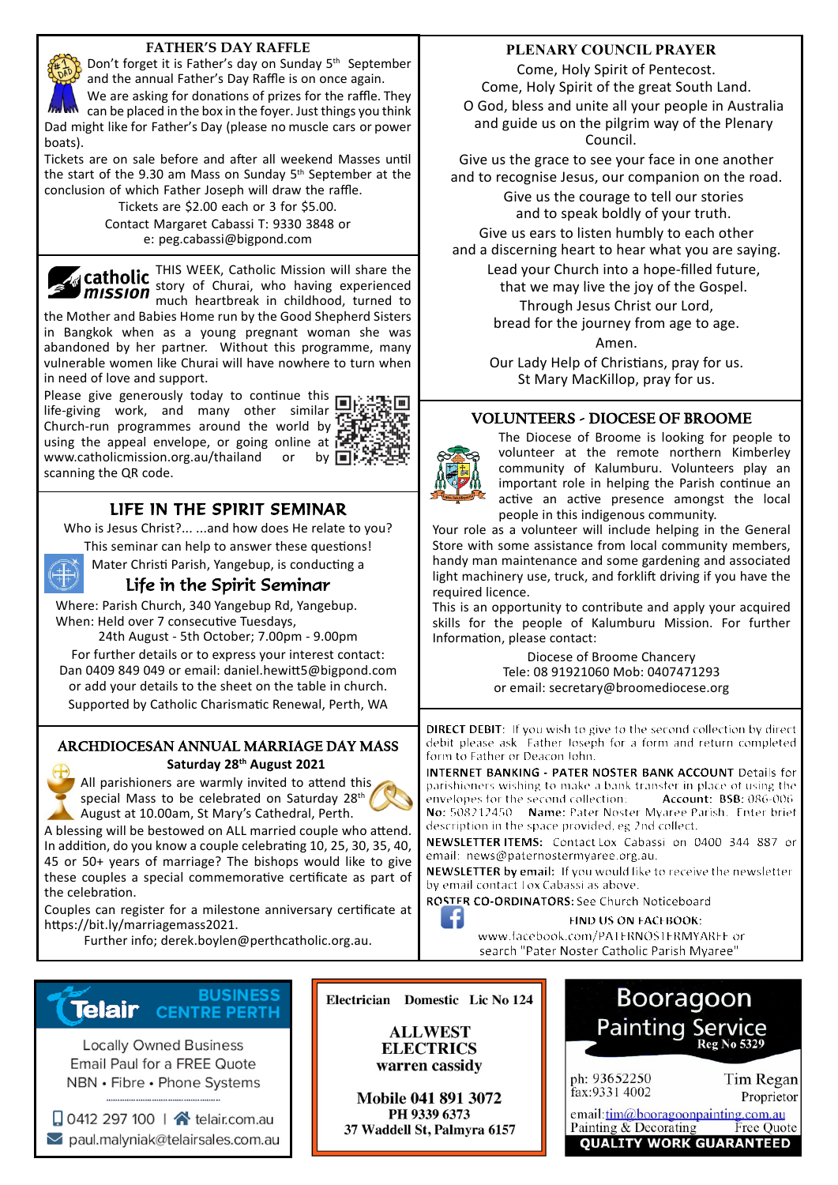## FATHER'S DAY RAFFLE

Don't forget it is Father's day on Sunday 5th September and the annual Father's Day Raffle is on once again.

We are asking for donations of prizes for the raffle. They can be placed in the box in the foyer. Just things you think Dad might like for Father's Day (please no muscle cars or power boats).

Tickets are on sale before and after all weekend Masses until the start of the 9.30 am Mass on Sunday 5th September at the conclusion of which Father Joseph will draw the raffle.

Tickets are $2.00 each or 3 for $5.00.

Contact Margaret Cabassi T: 9330 3848 or e: peg.cabassi@bigpond.com

**catholic mission**

THIS WEEK, Catholic Mission will share the story of Churai, who having experienced much heartbreak in childhood, turned to the Mother and Babies Home run by the Good Shepherd Sisters in Bangkok when as a young pregnant woman she was abandoned by her partner. Without this programme, many vulnerable women like Churai will have nowhere to turn when in need of love and support.

Please give generously today to continue this life-giving work, and many other similar Church-run programmes around the world by using the appeal envelope, or going online at www.catholicmission.org.au/thailand or by scanning the QR code.

## LIFE IN THE SPIRIT SEMINAR

Who is Jesus Christ?... ...and how does He relate to you?

This seminar can help to answer these questions!

Mater Christi Parish, Yangebup, is conducting a

### Life in the Spirit Seminar

Where: Parish Church, 340 Yangebup Rd, Yangebup.
When: Held over 7 consecutive Tuesdays, 24th August - 5th October; 7.00pm - 9.00pm

For further details or to express your interest contact: Dan 0409 849 049 or email: daniel.hewitt5@bigpond.com or add your details to the sheet on the table in church.

Supported by Catholic Charismatic Renewal, Perth, WA

## ARCHDIOCESAN ANNUAL MARRIAGE DAY MASS

**Saturday 28th August 2021**

All parishioners are warmly invited to attend this special Mass to be celebrated on Saturday 28th August at 10.00am, St Mary's Cathedral, Perth.

A blessing will be bestowed on ALL married couple who attend. In addition, do you know a couple celebrating 10, 25, 30, 35, 40, 45 or 50+ years of marriage? The bishops would like to give these couples a special commemorative certificate as part of the celebration.

Couples can register for a milestone anniversary certificate at https://bit.ly/marriagemass2021.

Further info; derek.boylen@perthcatholic.org.au.

## PLENARY COUNCIL PRAYER

Come, Holy Spirit of Pentecost.
Come, Holy Spirit of the great South Land.
O God, bless and unite all your people in Australia and guide us on the pilgrim way of the Plenary Council.
Give us the grace to see your face in one another and to recognise Jesus, our companion on the road.
Give us the courage to tell our stories and to speak boldly of your truth.
Give us ears to listen humbly to each other and a discerning heart to hear what you are saying.
Lead your Church into a hope-filled future, that we may live the joy of the Gospel.
Through Jesus Christ our Lord, bread for the journey from age to age.
Amen.
Our Lady Help of Christians, pray for us.
St Mary MacKillop, pray for us.

## VOLUNTEERS - DIOCESE OF BROOME

The Diocese of Broome is looking for people to volunteer at the remote northern Kimberley community of Kalumburu. Volunteers play an important role in helping the Parish continue an active an active presence amongst the local people in this indigenous community.

Your role as a volunteer will include helping in the General Store with some assistance from local community members, handy man maintenance and some gardening and associated light machinery use, truck, and forklift driving if you have the required licence.

This is an opportunity to contribute and apply your acquired skills for the people of Kalumburu Mission. For further Information, please contact:

Diocese of Broome Chancery
Tele: 08 91921060 Mob: 0407471293
or email: secretary@broomediocese.org

**DIRECT DEBIT**: If you wish to give to the second collection by direct debit please ask Father Joseph for a form and return completed form to Father or Deacon John.

**INTERNET BANKING - PATER NOSTER BANK ACCOUNT** Details for parishioners wishing to make a bank transfer in place of using the envelopes for the second collection: **Account: BSB:** 086-006 **No:** 508212450 **Name:** Pater Noster Myaree Parish. Enter brief description in the space provided, eg 2nd collect.

**NEWSLETTER ITEMS:** Contact Lox Cabassi on 0400 344 887 or email: news@paternostermyaree.org.au.

**NEWSLETTER by email:** If you would like to receive the newsletter by email contact Lox Cabassi as above.

**ROSTER CO-ORDINATORS:** See Church Noticeboard

FIND US ON FACEBOOK:
www.facebook.com/PATERNOSTERMYAREE or
search "Pater Noster Catholic Parish Myaree"

---

**Telair BUSINESS CENTRE PERTH**
Locally Owned Business
Email Paul for a FREE Quote
NBN • Fibre • Phone Systems
0412 297 100 | telair.com.au
paul.malyniak@telairsales.com.au

**Electrician Domestic Lic No 124**
**ALLWEST ELECTRICS**
**warren cassidy**
**Mobile 041 891 3072**
**PH 9339 6373**
**37 Waddell St, Palmyra 6157**

**Booragoon Painting Service**
Reg No 5329
ph: 93652250
fax:9331 4002
Tim Regan
Proprietor
email: tim@booragoonpainting.com.au
Painting & Decorating Free Quote
**QUALITY WORK GUARANTEED**